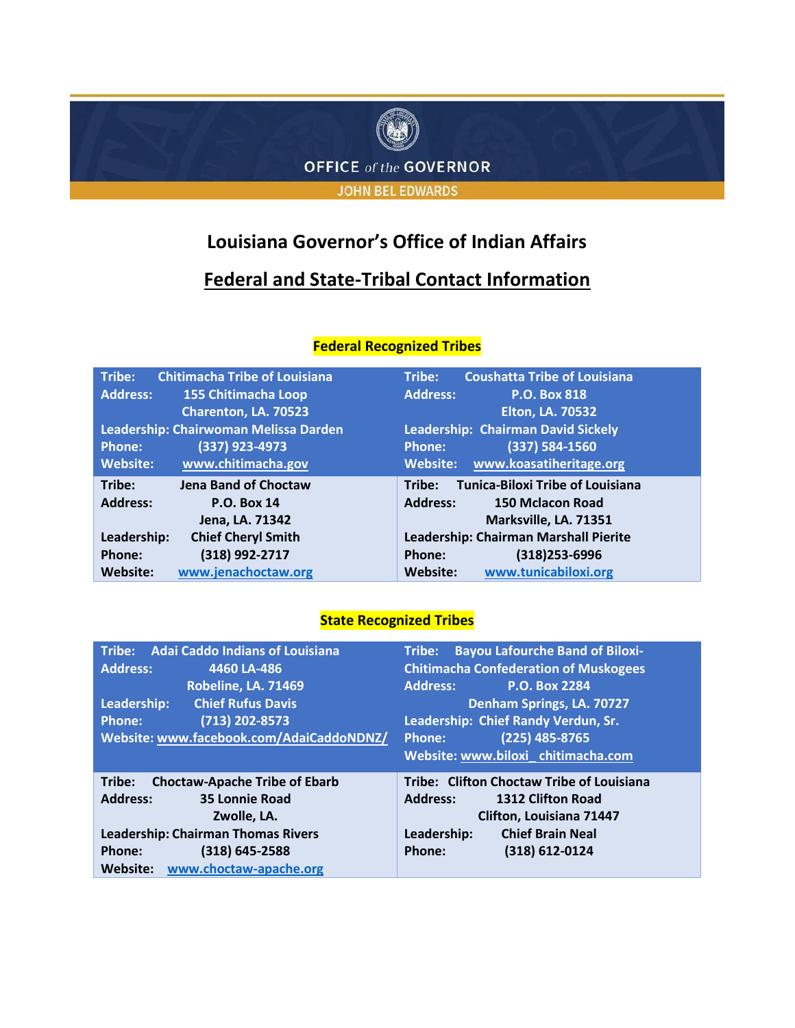OFFICE of the GOVERNOR

JOHN BEL EDWARDS

# Louisiana Governor's Office of Indian Affairs

## Federal and State-Tribal Contact Information

### Federal Recognized Tribes

| | |
|---|---|
| **Tribe:** Chitimacha Tribe of Louisiana<br>**Address:** 155 Chitimacha Loop, Charenton, LA. 70523<br>**Leadership:** Chairwoman Melissa Darden<br>**Phone:** (337) 923-4973<br>**Website:** www.chitimacha.gov | **Tribe:** Coushatta Tribe of Louisiana<br>**Address:** P.O. Box 818, Elton, LA. 70532<br>**Leadership:** Chairman David Sickely<br>**Phone:** (337) 584-1560<br>**Website:** www.koasatiheritage.org |
| **Tribe:** Jena Band of Choctaw<br>**Address:** P.O. Box 14, Jena, LA. 71342<br>**Leadership:** Chief Cheryl Smith<br>**Phone:** (318) 992-2717<br>**Website:** www.jenachoctaw.org | **Tribe:** Tunica-Biloxi Tribe of Louisiana<br>**Address:** 150 Mclacon Road, Marksville, LA. 71351<br>**Leadership:** Chairman Marshall Pierite<br>**Phone:** (318)253-6996<br>**Website:** www.tunicabiloxi.org |

### State Recognized Tribes

| | |
|---|---|
| **Tribe:** Adai Caddo Indians of Louisiana<br>**Address:** 4460 LA-486, Robeline, LA. 71469<br>**Leadership:** Chief Rufus Davis<br>**Phone:** (713) 202-8573<br>**Website:** www.facebook.com/AdaiCaddoNDNZ/ | **Tribe:** Bayou Lafourche Band of Biloxi-Chitimacha Confederation of Muskogees<br>**Address:** P.O. Box 2284, Denham Springs, LA. 70727<br>**Leadership:** Chief Randy Verdun, Sr.<br>**Phone:** (225) 485-8765<br>**Website:** www.biloxi_ chitimacha.com |
| **Tribe:** Choctaw-Apache Tribe of Ebarb<br>**Address:** 35 Lonnie Road, Zwolle, LA.<br>**Leadership:** Chairman Thomas Rivers<br>**Phone:** (318) 645-2588<br>**Website:** www.choctaw-apache.org | **Tribe:** Clifton Choctaw Tribe of Louisiana<br>**Address:** 1312 Clifton Road, Clifton, Louisiana 71447<br>**Leadership:** Chief Brain Neal<br>**Phone:** (318) 612-0124 |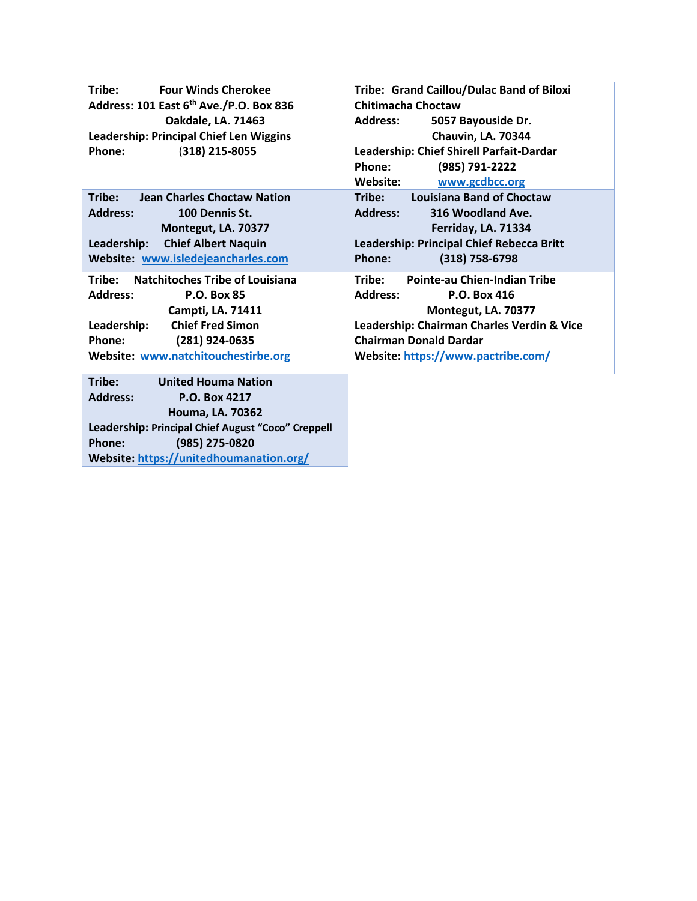| | |
|---|---|
| **Tribe:** Four Winds Cherokee<br>**Address:** 101 East 6th Ave./P.O. Box 836<br>Oakdale, LA. 71463<br>**Leadership:** Principal Chief Len Wiggins<br>**Phone:** (318) 215-8055 | **Tribe:** Grand Caillou/Dulac Band of Biloxi Chitimacha Choctaw<br>**Address:** 5057 Bayouside Dr.<br>Chauvin, LA. 70344<br>**Leadership:** Chief Shirell Parfait-Dardar<br>**Phone:** (985) 791-2222<br>**Website:** www.gcdbcc.org |
| **Tribe:** Jean Charles Choctaw Nation<br>**Address:** 100 Dennis St.<br>Montegut, LA. 70377<br>**Leadership:** Chief Albert Naquin<br>**Website:** www.isledejeancharles.com | **Tribe:** Louisiana Band of Choctaw<br>**Address:** 316 Woodland Ave.<br>Ferriday, LA. 71334<br>**Leadership:** Principal Chief Rebecca Britt<br>**Phone:** (318) 758-6798 |
| **Tribe:** Natchitoches Tribe of Louisiana<br>**Address:** P.O. Box 85<br>Campti, LA. 71411<br>**Leadership:** Chief Fred Simon<br>**Phone:** (281) 924-0635<br>**Website:** www.natchitouchestirbe.org | **Tribe:** Pointe-au Chien-Indian Tribe<br>**Address:** P.O. Box 416<br>Montegut, LA. 70377<br>**Leadership:** Chairman Charles Verdin & Vice Chairman Donald Dardar<br>**Website:** https://www.pactribe.com/ |
| **Tribe:** United Houma Nation<br>**Address:** P.O. Box 4217<br>Houma, LA. 70362<br>**Leadership:** Principal Chief August "Coco" Creppell<br>**Phone:** (985) 275-0820<br>**Website:** https://unitedhoumanation.org/ | |